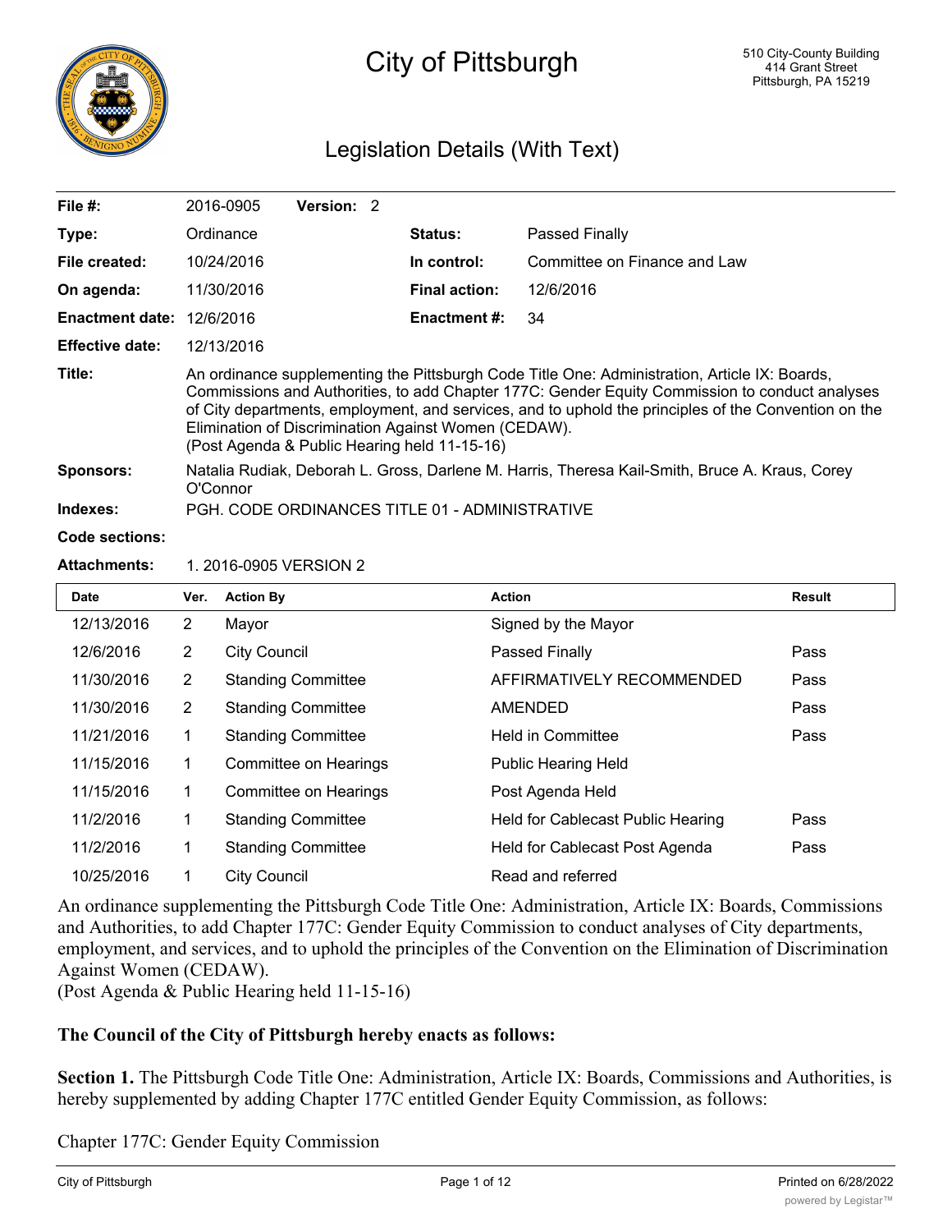# City of Pittsburgh

510 City-County Building
414 Grant Street
Pittsburgh, PA 15219

## Legislation Details (With Text)

| | | | |
|---|---|---|---|
| **File #:** | 2016-0905 **Version:** 2 | | |
| **Type:** | Ordinance | **Status:** | Passed Finally |
| **File created:** | 10/24/2016 | **In control:** | Committee on Finance and Law |
| **On agenda:** | 11/30/2016 | **Final action:** | 12/6/2016 |
| **Enactment date:** | 12/6/2016 | **Enactment #:** | 34 |
| **Effective date:** | 12/13/2016 | | |

**Title:** An ordinance supplementing the Pittsburgh Code Title One: Administration, Article IX: Boards, Commissions and Authorities, to add Chapter 177C: Gender Equity Commission to conduct analyses of City departments, employment, and services, and to uphold the principles of the Convention on the Elimination of Discrimination Against Women (CEDAW).
(Post Agenda & Public Hearing held 11-15-16)

**Sponsors:** Natalia Rudiak, Deborah L. Gross, Darlene M. Harris, Theresa Kail-Smith, Bruce A. Kraus, Corey O'Connor

**Indexes:** PGH. CODE ORDINANCES TITLE 01 - ADMINISTRATIVE

**Code sections:**

**Attachments:** 1. 2016-0905 VERSION 2

| Date | Ver. | Action By | Action | Result |
|---|---|---|---|---|
| 12/13/2016 | 2 | Mayor | Signed by the Mayor | |
| 12/6/2016 | 2 | City Council | Passed Finally | Pass |
| 11/30/2016 | 2 | Standing Committee | AFFIRMATIVELY RECOMMENDED | Pass |
| 11/30/2016 | 2 | Standing Committee | AMENDED | Pass |
| 11/21/2016 | 1 | Standing Committee | Held in Committee | Pass |
| 11/15/2016 | 1 | Committee on Hearings | Public Hearing Held | |
| 11/15/2016 | 1 | Committee on Hearings | Post Agenda Held | |
| 11/2/2016 | 1 | Standing Committee | Held for Cablecast Public Hearing | Pass |
| 11/2/2016 | 1 | Standing Committee | Held for Cablecast Post Agenda | Pass |
| 10/25/2016 | 1 | City Council | Read and referred | |

An ordinance supplementing the Pittsburgh Code Title One: Administration, Article IX: Boards, Commissions and Authorities, to add Chapter 177C: Gender Equity Commission to conduct analyses of City departments, employment, and services, and to uphold the principles of the Convention on the Elimination of Discrimination Against Women (CEDAW).
(Post Agenda & Public Hearing held 11-15-16)

**The Council of the City of Pittsburgh hereby enacts as follows:**

**Section 1.** The Pittsburgh Code Title One: Administration, Article IX: Boards, Commissions and Authorities, is hereby supplemented by adding Chapter 177C entitled Gender Equity Commission, as follows:

Chapter 177C: Gender Equity Commission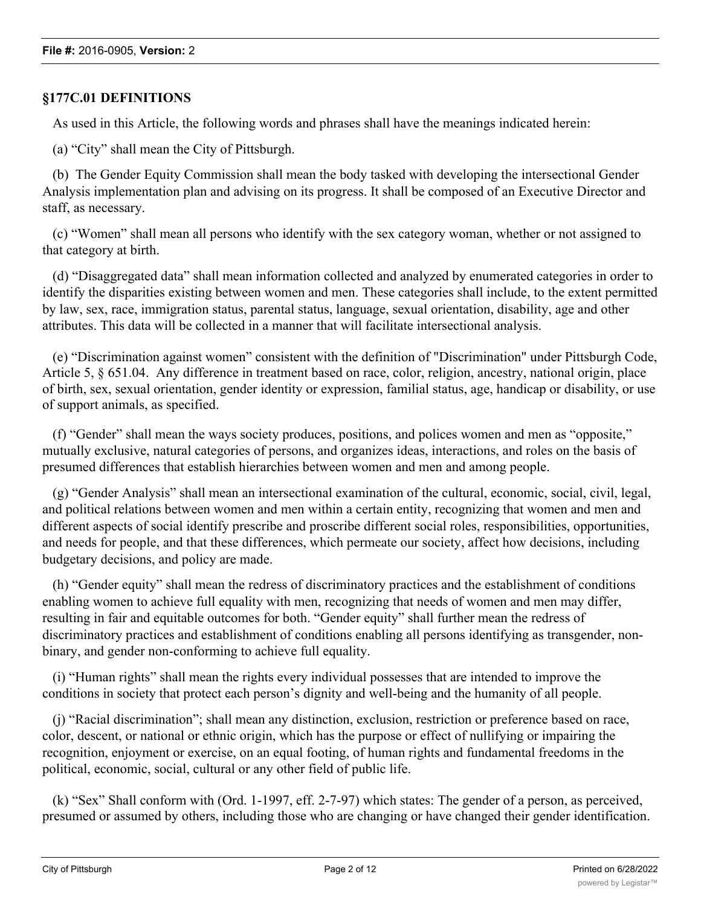### §177C.01 DEFINITIONS

As used in this Article, the following words and phrases shall have the meanings indicated herein:

(a) "City" shall mean the City of Pittsburgh.

(b) The Gender Equity Commission shall mean the body tasked with developing the intersectional Gender Analysis implementation plan and advising on its progress. It shall be composed of an Executive Director and staff, as necessary.

(c) "Women" shall mean all persons who identify with the sex category woman, whether or not assigned to that category at birth.

(d) "Disaggregated data" shall mean information collected and analyzed by enumerated categories in order to identify the disparities existing between women and men. These categories shall include, to the extent permitted by law, sex, race, immigration status, parental status, language, sexual orientation, disability, age and other attributes. This data will be collected in a manner that will facilitate intersectional analysis.

(e) "Discrimination against women" consistent with the definition of "Discrimination" under Pittsburgh Code, Article 5, § 651.04. Any difference in treatment based on race, color, religion, ancestry, national origin, place of birth, sex, sexual orientation, gender identity or expression, familial status, age, handicap or disability, or use of support animals, as specified.

(f) "Gender" shall mean the ways society produces, positions, and polices women and men as "opposite," mutually exclusive, natural categories of persons, and organizes ideas, interactions, and roles on the basis of presumed differences that establish hierarchies between women and men and among people.

(g) "Gender Analysis" shall mean an intersectional examination of the cultural, economic, social, civil, legal, and political relations between women and men within a certain entity, recognizing that women and men and different aspects of social identify prescribe and proscribe different social roles, responsibilities, opportunities, and needs for people, and that these differences, which permeate our society, affect how decisions, including budgetary decisions, and policy are made.

(h) "Gender equity" shall mean the redress of discriminatory practices and the establishment of conditions enabling women to achieve full equality with men, recognizing that needs of women and men may differ, resulting in fair and equitable outcomes for both. "Gender equity" shall further mean the redress of discriminatory practices and establishment of conditions enabling all persons identifying as transgender, non-binary, and gender non-conforming to achieve full equality.

(i) "Human rights" shall mean the rights every individual possesses that are intended to improve the conditions in society that protect each person's dignity and well-being and the humanity of all people.

(j) "Racial discrimination"; shall mean any distinction, exclusion, restriction or preference based on race, color, descent, or national or ethnic origin, which has the purpose or effect of nullifying or impairing the recognition, enjoyment or exercise, on an equal footing, of human rights and fundamental freedoms in the political, economic, social, cultural or any other field of public life.

(k) "Sex" Shall conform with (Ord. 1-1997, eff. 2-7-97) which states: The gender of a person, as perceived, presumed or assumed by others, including those who are changing or have changed their gender identification.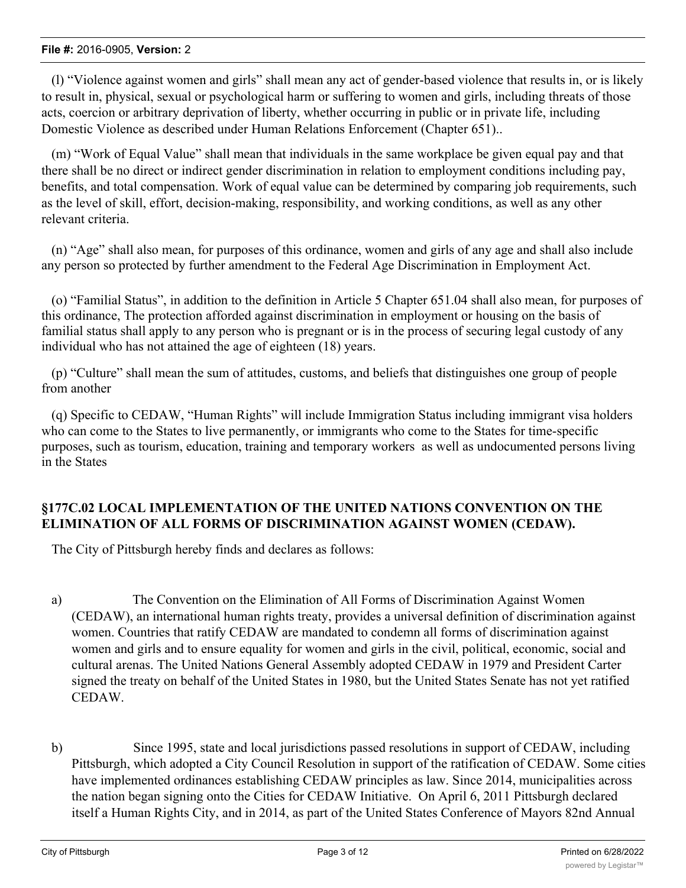(l) “Violence against women and girls” shall mean any act of gender-based violence that results in, or is likely to result in, physical, sexual or psychological harm or suffering to women and girls, including threats of those acts, coercion or arbitrary deprivation of liberty, whether occurring in public or in private life, including Domestic Violence as described under Human Relations Enforcement (Chapter 651)..

(m) “Work of Equal Value” shall mean that individuals in the same workplace be given equal pay and that there shall be no direct or indirect gender discrimination in relation to employment conditions including pay, benefits, and total compensation. Work of equal value can be determined by comparing job requirements, such as the level of skill, effort, decision-making, responsibility, and working conditions, as well as any other relevant criteria.

(n) “Age” shall also mean, for purposes of this ordinance, women and girls of any age and shall also include any person so protected by further amendment to the Federal Age Discrimination in Employment Act.

(o) “Familial Status”, in addition to the definition in Article 5 Chapter 651.04 shall also mean, for purposes of this ordinance, The protection afforded against discrimination in employment or housing on the basis of familial status shall apply to any person who is pregnant or is in the process of securing legal custody of any individual who has not attained the age of eighteen (18) years.

(p) “Culture” shall mean the sum of attitudes, customs, and beliefs that distinguishes one group of people from another

(q) Specific to CEDAW, “Human Rights” will include Immigration Status including immigrant visa holders who can come to the States to live permanently, or immigrants who come to the States for time-specific purposes, such as tourism, education, training and temporary workers as well as undocumented persons living in the States

### §177C.02 LOCAL IMPLEMENTATION OF THE UNITED NATIONS CONVENTION ON THE ELIMINATION OF ALL FORMS OF DISCRIMINATION AGAINST WOMEN (CEDAW).

The City of Pittsburgh hereby finds and declares as follows:

a) The Convention on the Elimination of All Forms of Discrimination Against Women (CEDAW), an international human rights treaty, provides a universal definition of discrimination against women. Countries that ratify CEDAW are mandated to condemn all forms of discrimination against women and girls and to ensure equality for women and girls in the civil, political, economic, social and cultural arenas. The United Nations General Assembly adopted CEDAW in 1979 and President Carter signed the treaty on behalf of the United States in 1980, but the United States Senate has not yet ratified CEDAW.

b) Since 1995, state and local jurisdictions passed resolutions in support of CEDAW, including Pittsburgh, which adopted a City Council Resolution in support of the ratification of CEDAW. Some cities have implemented ordinances establishing CEDAW principles as law. Since 2014, municipalities across the nation began signing onto the Cities for CEDAW Initiative. On April 6, 2011 Pittsburgh declared itself a Human Rights City, and in 2014, as part of the United States Conference of Mayors 82nd Annual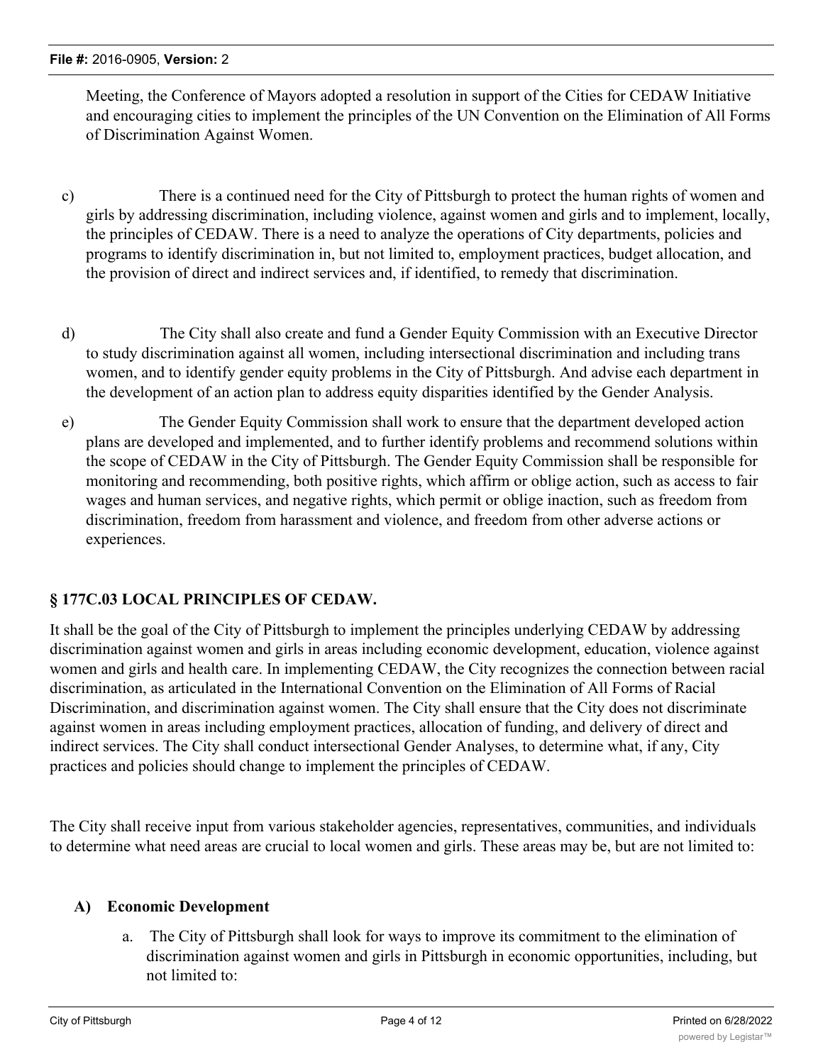Meeting, the Conference of Mayors adopted a resolution in support of the Cities for CEDAW Initiative and encouraging cities to implement the principles of the UN Convention on the Elimination of All Forms of Discrimination Against Women.

c) There is a continued need for the City of Pittsburgh to protect the human rights of women and girls by addressing discrimination, including violence, against women and girls and to implement, locally, the principles of CEDAW. There is a need to analyze the operations of City departments, policies and programs to identify discrimination in, but not limited to, employment practices, budget allocation, and the provision of direct and indirect services and, if identified, to remedy that discrimination.

d) The City shall also create and fund a Gender Equity Commission with an Executive Director to study discrimination against all women, including intersectional discrimination and including trans women, and to identify gender equity problems in the City of Pittsburgh. And advise each department in the development of an action plan to address equity disparities identified by the Gender Analysis.

e) The Gender Equity Commission shall work to ensure that the department developed action plans are developed and implemented, and to further identify problems and recommend solutions within the scope of CEDAW in the City of Pittsburgh. The Gender Equity Commission shall be responsible for monitoring and recommending, both positive rights, which affirm or oblige action, such as access to fair wages and human services, and negative rights, which permit or oblige inaction, such as freedom from discrimination, freedom from harassment and violence, and freedom from other adverse actions or experiences.

## § 177C.03 LOCAL PRINCIPLES OF CEDAW.

It shall be the goal of the City of Pittsburgh to implement the principles underlying CEDAW by addressing discrimination against women and girls in areas including economic development, education, violence against women and girls and health care. In implementing CEDAW, the City recognizes the connection between racial discrimination, as articulated in the International Convention on the Elimination of All Forms of Racial Discrimination, and discrimination against women. The City shall ensure that the City does not discriminate against women in areas including employment practices, allocation of funding, and delivery of direct and indirect services. The City shall conduct intersectional Gender Analyses, to determine what, if any, City practices and policies should change to implement the principles of CEDAW.

The City shall receive input from various stakeholder agencies, representatives, communities, and individuals to determine what need areas are crucial to local women and girls. These areas may be, but are not limited to:

**A) Economic Development**

a. The City of Pittsburgh shall look for ways to improve its commitment to the elimination of discrimination against women and girls in Pittsburgh in economic opportunities, including, but not limited to: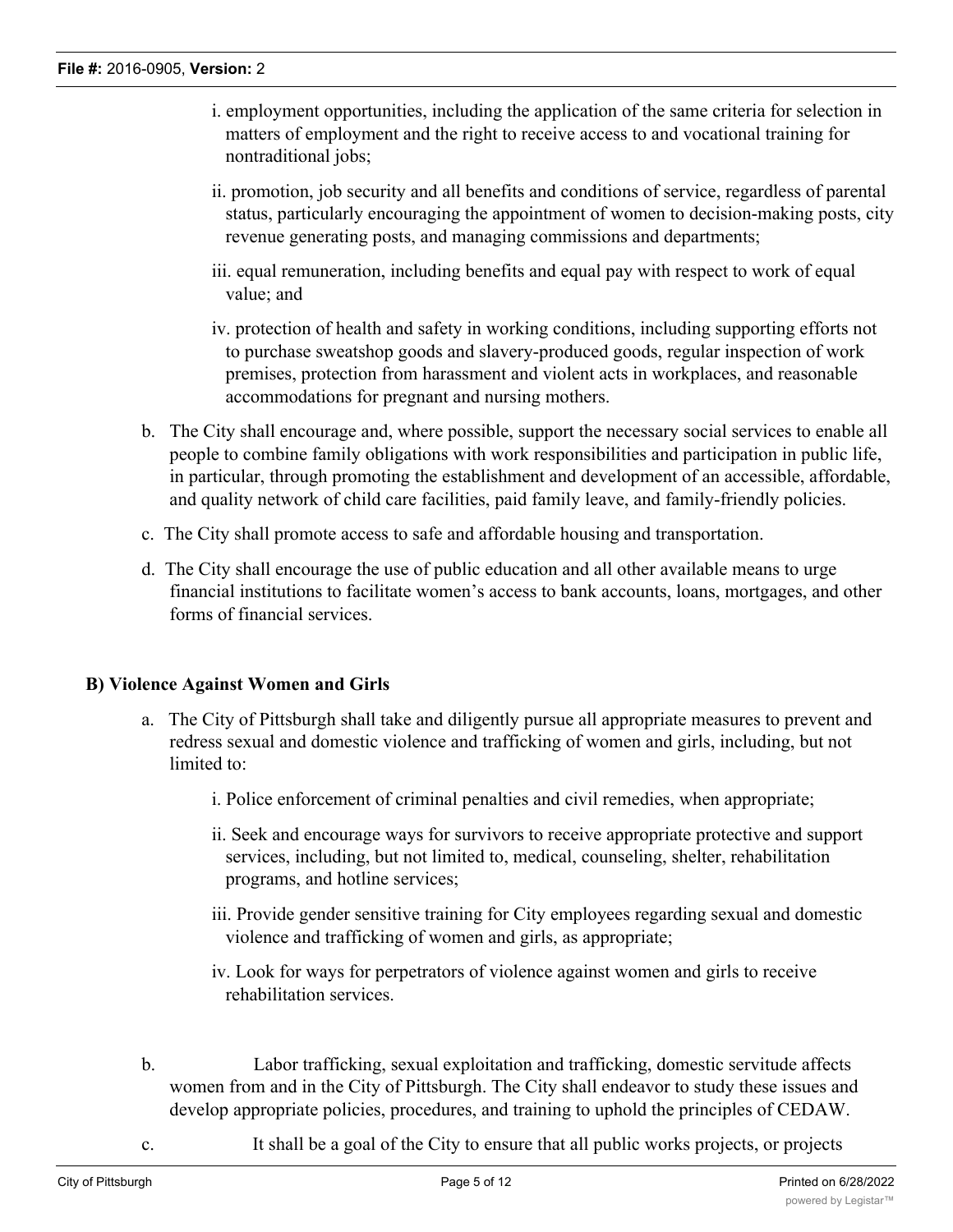i. employment opportunities, including the application of the same criteria for selection in matters of employment and the right to receive access to and vocational training for nontraditional jobs;

ii. promotion, job security and all benefits and conditions of service, regardless of parental status, particularly encouraging the appointment of women to decision-making posts, city revenue generating posts, and managing commissions and departments;

iii. equal remuneration, including benefits and equal pay with respect to work of equal value; and

iv. protection of health and safety in working conditions, including supporting efforts not to purchase sweatshop goods and slavery-produced goods, regular inspection of work premises, protection from harassment and violent acts in workplaces, and reasonable accommodations for pregnant and nursing mothers.

b. The City shall encourage and, where possible, support the necessary social services to enable all people to combine family obligations with work responsibilities and participation in public life, in particular, through promoting the establishment and development of an accessible, affordable, and quality network of child care facilities, paid family leave, and family-friendly policies.

c. The City shall promote access to safe and affordable housing and transportation.

d. The City shall encourage the use of public education and all other available means to urge financial institutions to facilitate women's access to bank accounts, loans, mortgages, and other forms of financial services.

**B) Violence Against Women and Girls**

a. The City of Pittsburgh shall take and diligently pursue all appropriate measures to prevent and redress sexual and domestic violence and trafficking of women and girls, including, but not limited to:

i. Police enforcement of criminal penalties and civil remedies, when appropriate;

ii. Seek and encourage ways for survivors to receive appropriate protective and support services, including, but not limited to, medical, counseling, shelter, rehabilitation programs, and hotline services;

iii. Provide gender sensitive training for City employees regarding sexual and domestic violence and trafficking of women and girls, as appropriate;

iv. Look for ways for perpetrators of violence against women and girls to receive rehabilitation services.

b. Labor trafficking, sexual exploitation and trafficking, domestic servitude affects women from and in the City of Pittsburgh. The City shall endeavor to study these issues and develop appropriate policies, procedures, and training to uphold the principles of CEDAW.

c. It shall be a goal of the City to ensure that all public works projects, or projects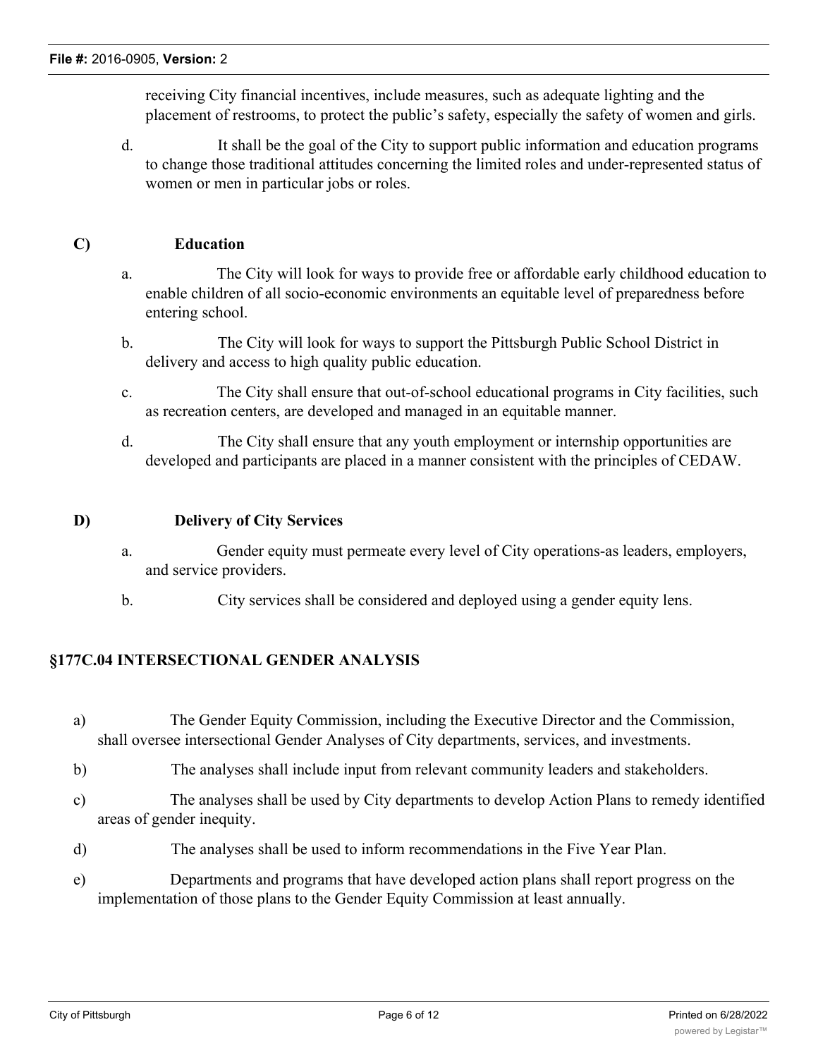receiving City financial incentives, include measures, such as adequate lighting and the placement of restrooms, to protect the public's safety, especially the safety of women and girls.

d. It shall be the goal of the City to support public information and education programs to change those traditional attitudes concerning the limited roles and under-represented status of women or men in particular jobs or roles.

**C) Education**

a. The City will look for ways to provide free or affordable early childhood education to enable children of all socio-economic environments an equitable level of preparedness before entering school.

b. The City will look for ways to support the Pittsburgh Public School District in delivery and access to high quality public education.

c. The City shall ensure that out-of-school educational programs in City facilities, such as recreation centers, are developed and managed in an equitable manner.

d. The City shall ensure that any youth employment or internship opportunities are developed and participants are placed in a manner consistent with the principles of CEDAW.

**D) Delivery of City Services**

a. Gender equity must permeate every level of City operations-as leaders, employers, and service providers.

b. City services shall be considered and deployed using a gender equity lens.

**§177C.04 INTERSECTIONAL GENDER ANALYSIS**

a) The Gender Equity Commission, including the Executive Director and the Commission, shall oversee intersectional Gender Analyses of City departments, services, and investments.

b) The analyses shall include input from relevant community leaders and stakeholders.

c) The analyses shall be used by City departments to develop Action Plans to remedy identified areas of gender inequity.

d) The analyses shall be used to inform recommendations in the Five Year Plan.

e) Departments and programs that have developed action plans shall report progress on the implementation of those plans to the Gender Equity Commission at least annually.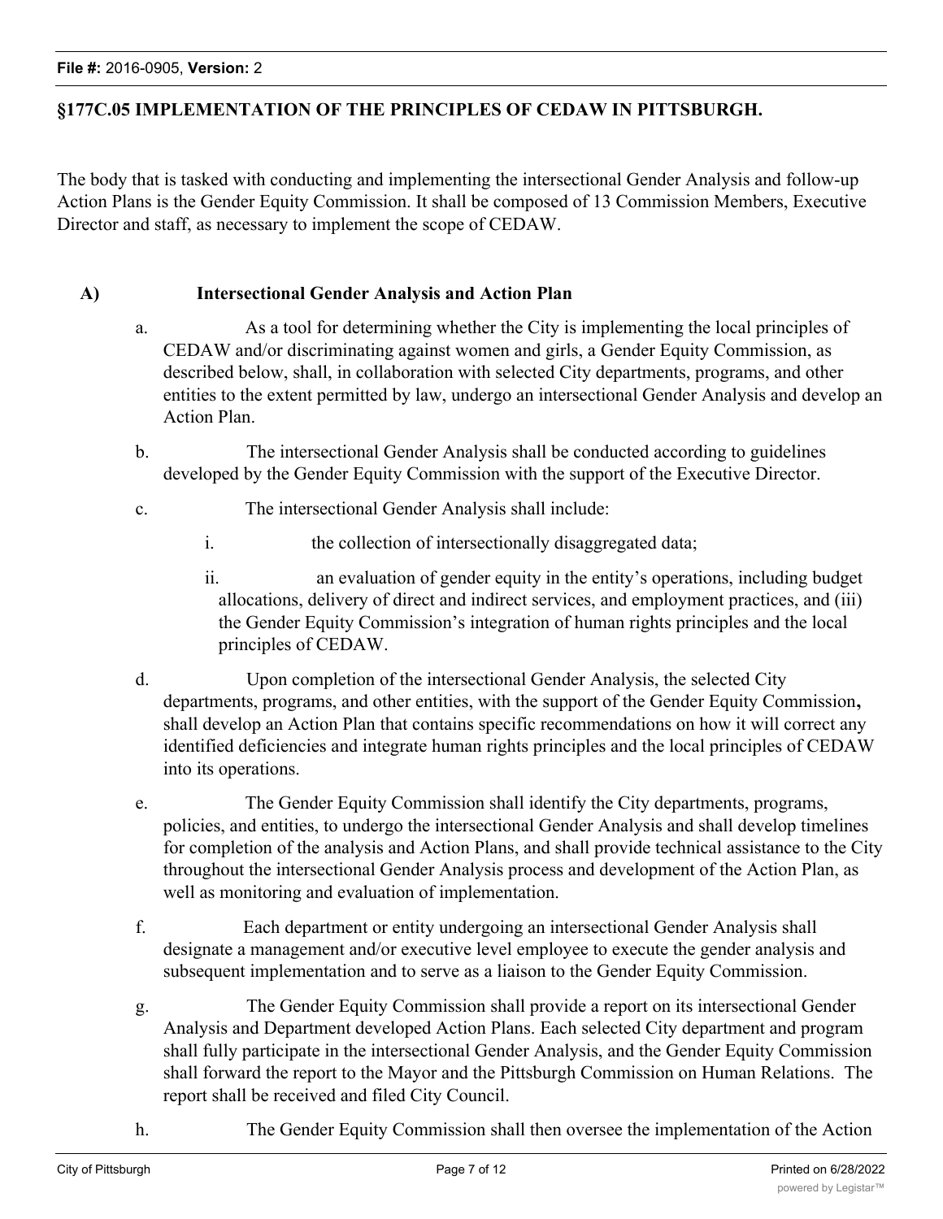## §177C.05 IMPLEMENTATION OF THE PRINCIPLES OF CEDAW IN PITTSBURGH.

The body that is tasked with conducting and implementing the intersectional Gender Analysis and follow-up Action Plans is the Gender Equity Commission. It shall be composed of 13 Commission Members, Executive Director and staff, as necessary to implement the scope of CEDAW.

**A) Intersectional Gender Analysis and Action Plan**

a. As a tool for determining whether the City is implementing the local principles of CEDAW and/or discriminating against women and girls, a Gender Equity Commission, as described below, shall, in collaboration with selected City departments, programs, and other entities to the extent permitted by law, undergo an intersectional Gender Analysis and develop an Action Plan.

b. The intersectional Gender Analysis shall be conducted according to guidelines developed by the Gender Equity Commission with the support of the Executive Director.

c. The intersectional Gender Analysis shall include:

   i. the collection of intersectionally disaggregated data;

   ii. an evaluation of gender equity in the entity's operations, including budget allocations, delivery of direct and indirect services, and employment practices, and (iii) the Gender Equity Commission's integration of human rights principles and the local principles of CEDAW.

d. Upon completion of the intersectional Gender Analysis, the selected City departments, programs, and other entities, with the support of the Gender Equity Commission**,** shall develop an Action Plan that contains specific recommendations on how it will correct any identified deficiencies and integrate human rights principles and the local principles of CEDAW into its operations.

e. The Gender Equity Commission shall identify the City departments, programs, policies, and entities, to undergo the intersectional Gender Analysis and shall develop timelines for completion of the analysis and Action Plans, and shall provide technical assistance to the City throughout the intersectional Gender Analysis process and development of the Action Plan, as well as monitoring and evaluation of implementation.

f. Each department or entity undergoing an intersectional Gender Analysis shall designate a management and/or executive level employee to execute the gender analysis and subsequent implementation and to serve as a liaison to the Gender Equity Commission.

g. The Gender Equity Commission shall provide a report on its intersectional Gender Analysis and Department developed Action Plans. Each selected City department and program shall fully participate in the intersectional Gender Analysis, and the Gender Equity Commission shall forward the report to the Mayor and the Pittsburgh Commission on Human Relations. The report shall be received and filed City Council.

h. The Gender Equity Commission shall then oversee the implementation of the Action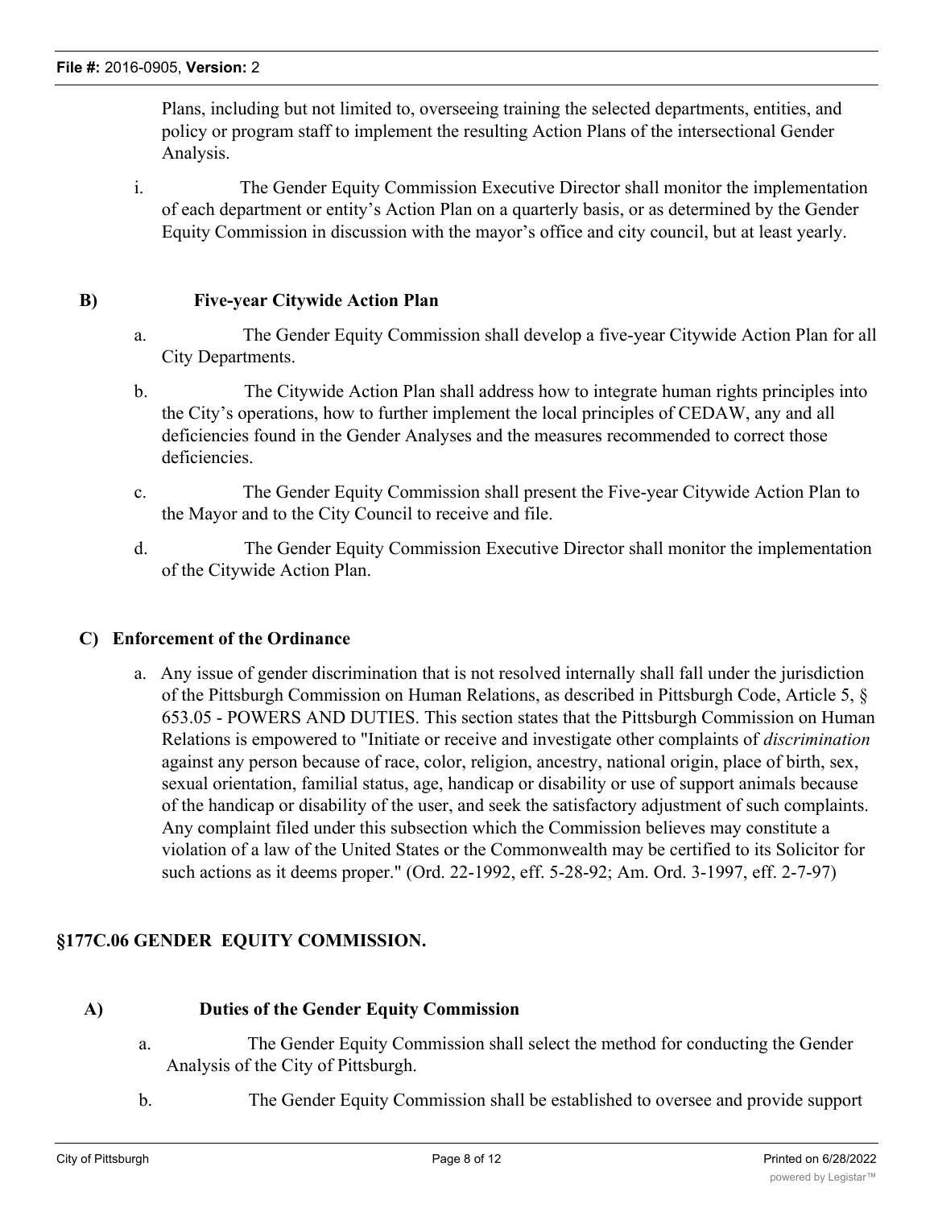Plans, including but not limited to, overseeing training the selected departments, entities, and policy or program staff to implement the resulting Action Plans of the intersectional Gender Analysis.

i. The Gender Equity Commission Executive Director shall monitor the implementation of each department or entity's Action Plan on a quarterly basis, or as determined by the Gender Equity Commission in discussion with the mayor's office and city council, but at least yearly.

**B) Five-year Citywide Action Plan**

a. The Gender Equity Commission shall develop a five-year Citywide Action Plan for all City Departments.

b. The Citywide Action Plan shall address how to integrate human rights principles into the City's operations, how to further implement the local principles of CEDAW, any and all deficiencies found in the Gender Analyses and the measures recommended to correct those deficiencies.

c. The Gender Equity Commission shall present the Five-year Citywide Action Plan to the Mayor and to the City Council to receive and file.

d. The Gender Equity Commission Executive Director shall monitor the implementation of the Citywide Action Plan.

**C) Enforcement of the Ordinance**

a. Any issue of gender discrimination that is not resolved internally shall fall under the jurisdiction of the Pittsburgh Commission on Human Relations, as described in Pittsburgh Code, Article 5, § 653.05 - POWERS AND DUTIES. This section states that the Pittsburgh Commission on Human Relations is empowered to "Initiate or receive and investigate other complaints of *discrimination* against any person because of race, color, religion, ancestry, national origin, place of birth, sex, sexual orientation, familial status, age, handicap or disability or use of support animals because of the handicap or disability of the user, and seek the satisfactory adjustment of such complaints. Any complaint filed under this subsection which the Commission believes may constitute a violation of a law of the United States or the Commonwealth may be certified to its Solicitor for such actions as it deems proper." (Ord. 22-1992, eff. 5-28-92; Am. Ord. 3-1997, eff. 2-7-97)

## §177C.06 GENDER EQUITY COMMISSION.

**A) Duties of the Gender Equity Commission**

a. The Gender Equity Commission shall select the method for conducting the Gender Analysis of the City of Pittsburgh.

b. The Gender Equity Commission shall be established to oversee and provide support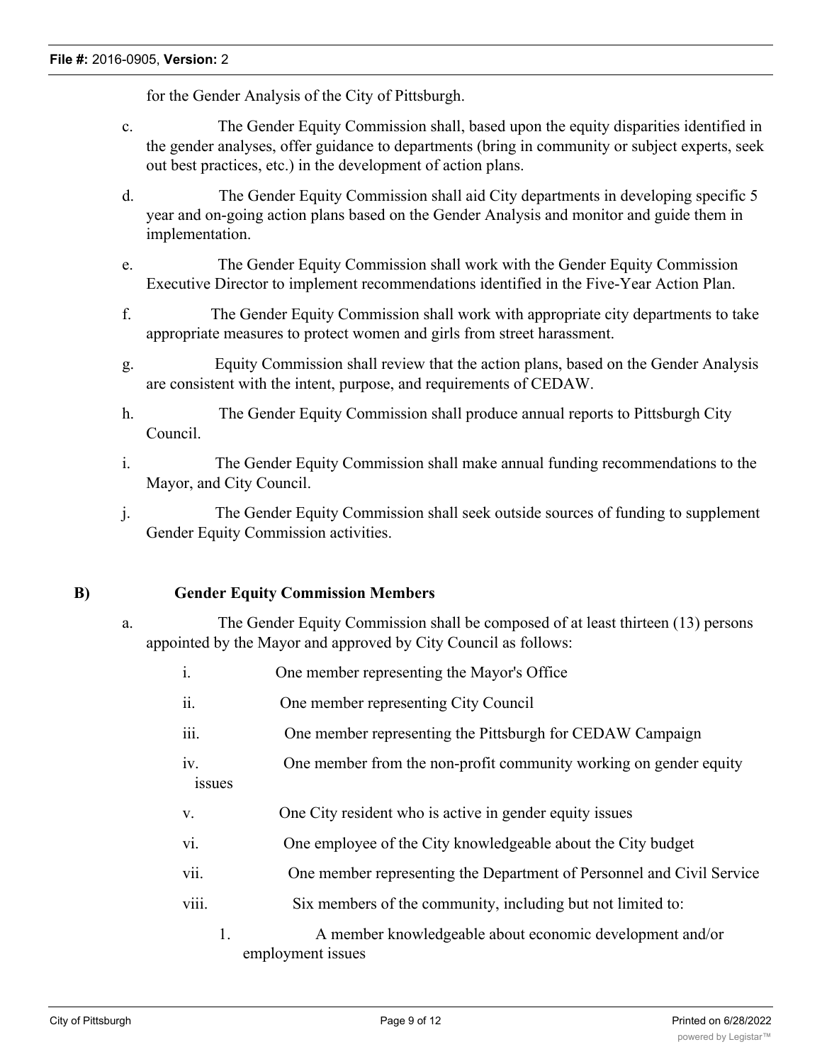for the Gender Analysis of the City of Pittsburgh.

c. The Gender Equity Commission shall, based upon the equity disparities identified in the gender analyses, offer guidance to departments (bring in community or subject experts, seek out best practices, etc.) in the development of action plans.

d. The Gender Equity Commission shall aid City departments in developing specific 5 year and on-going action plans based on the Gender Analysis and monitor and guide them in implementation.

e. The Gender Equity Commission shall work with the Gender Equity Commission Executive Director to implement recommendations identified in the Five-Year Action Plan.

f. The Gender Equity Commission shall work with appropriate city departments to take appropriate measures to protect women and girls from street harassment.

g. Equity Commission shall review that the action plans, based on the Gender Analysis are consistent with the intent, purpose, and requirements of CEDAW.

h. The Gender Equity Commission shall produce annual reports to Pittsburgh City Council.

i. The Gender Equity Commission shall make annual funding recommendations to the Mayor, and City Council.

j. The Gender Equity Commission shall seek outside sources of funding to supplement Gender Equity Commission activities.

**B) Gender Equity Commission Members**

a. The Gender Equity Commission shall be composed of at least thirteen (13) persons appointed by the Mayor and approved by City Council as follows:

i. One member representing the Mayor's Office

ii. One member representing City Council

iii. One member representing the Pittsburgh for CEDAW Campaign

iv. One member from the non-profit community working on gender equity issues

v. One City resident who is active in gender equity issues

vi. One employee of the City knowledgeable about the City budget

vii. One member representing the Department of Personnel and Civil Service

viii. Six members of the community, including but not limited to:

1. A member knowledgeable about economic development and/or employment issues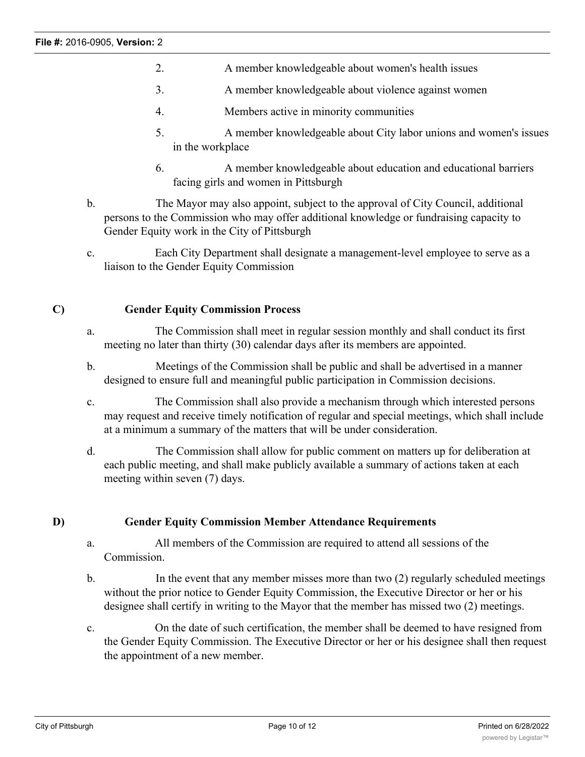2. A member knowledgeable about women's health issues

3. A member knowledgeable about violence against women

4. Members active in minority communities

5. A member knowledgeable about City labor unions and women's issues in the workplace

6. A member knowledgeable about education and educational barriers facing girls and women in Pittsburgh

b. The Mayor may also appoint, subject to the approval of City Council, additional persons to the Commission who may offer additional knowledge or fundraising capacity to Gender Equity work in the City of Pittsburgh

c. Each City Department shall designate a management-level employee to serve as a liaison to the Gender Equity Commission

**C) Gender Equity Commission Process**

a. The Commission shall meet in regular session monthly and shall conduct its first meeting no later than thirty (30) calendar days after its members are appointed.

b. Meetings of the Commission shall be public and shall be advertised in a manner designed to ensure full and meaningful public participation in Commission decisions.

c. The Commission shall also provide a mechanism through which interested persons may request and receive timely notification of regular and special meetings, which shall include at a minimum a summary of the matters that will be under consideration.

d. The Commission shall allow for public comment on matters up for deliberation at each public meeting, and shall make publicly available a summary of actions taken at each meeting within seven (7) days.

**D) Gender Equity Commission Member Attendance Requirements**

a. All members of the Commission are required to attend all sessions of the Commission.

b. In the event that any member misses more than two (2) regularly scheduled meetings without the prior notice to Gender Equity Commission, the Executive Director or her or his designee shall certify in writing to the Mayor that the member has missed two (2) meetings.

c. On the date of such certification, the member shall be deemed to have resigned from the Gender Equity Commission. The Executive Director or her or his designee shall then request the appointment of a new member.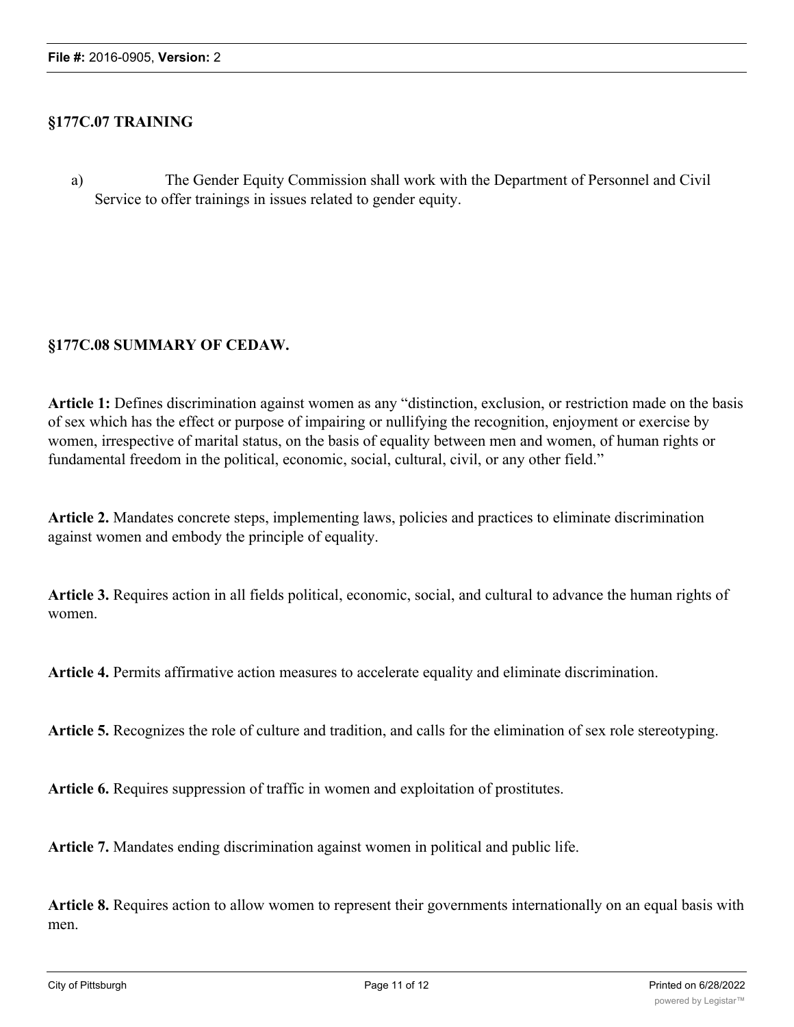### §177C.07 TRAINING

a) The Gender Equity Commission shall work with the Department of Personnel and Civil Service to offer trainings in issues related to gender equity.

### §177C.08 SUMMARY OF CEDAW.

**Article 1:** Defines discrimination against women as any "distinction, exclusion, or restriction made on the basis of sex which has the effect or purpose of impairing or nullifying the recognition, enjoyment or exercise by women, irrespective of marital status, on the basis of equality between men and women, of human rights or fundamental freedom in the political, economic, social, cultural, civil, or any other field."

**Article 2.** Mandates concrete steps, implementing laws, policies and practices to eliminate discrimination against women and embody the principle of equality.

**Article 3.** Requires action in all fields political, economic, social, and cultural to advance the human rights of women.

**Article 4.** Permits affirmative action measures to accelerate equality and eliminate discrimination.

**Article 5.** Recognizes the role of culture and tradition, and calls for the elimination of sex role stereotyping.

**Article 6.** Requires suppression of traffic in women and exploitation of prostitutes.

**Article 7.** Mandates ending discrimination against women in political and public life.

**Article 8.** Requires action to allow women to represent their governments internationally on an equal basis with men.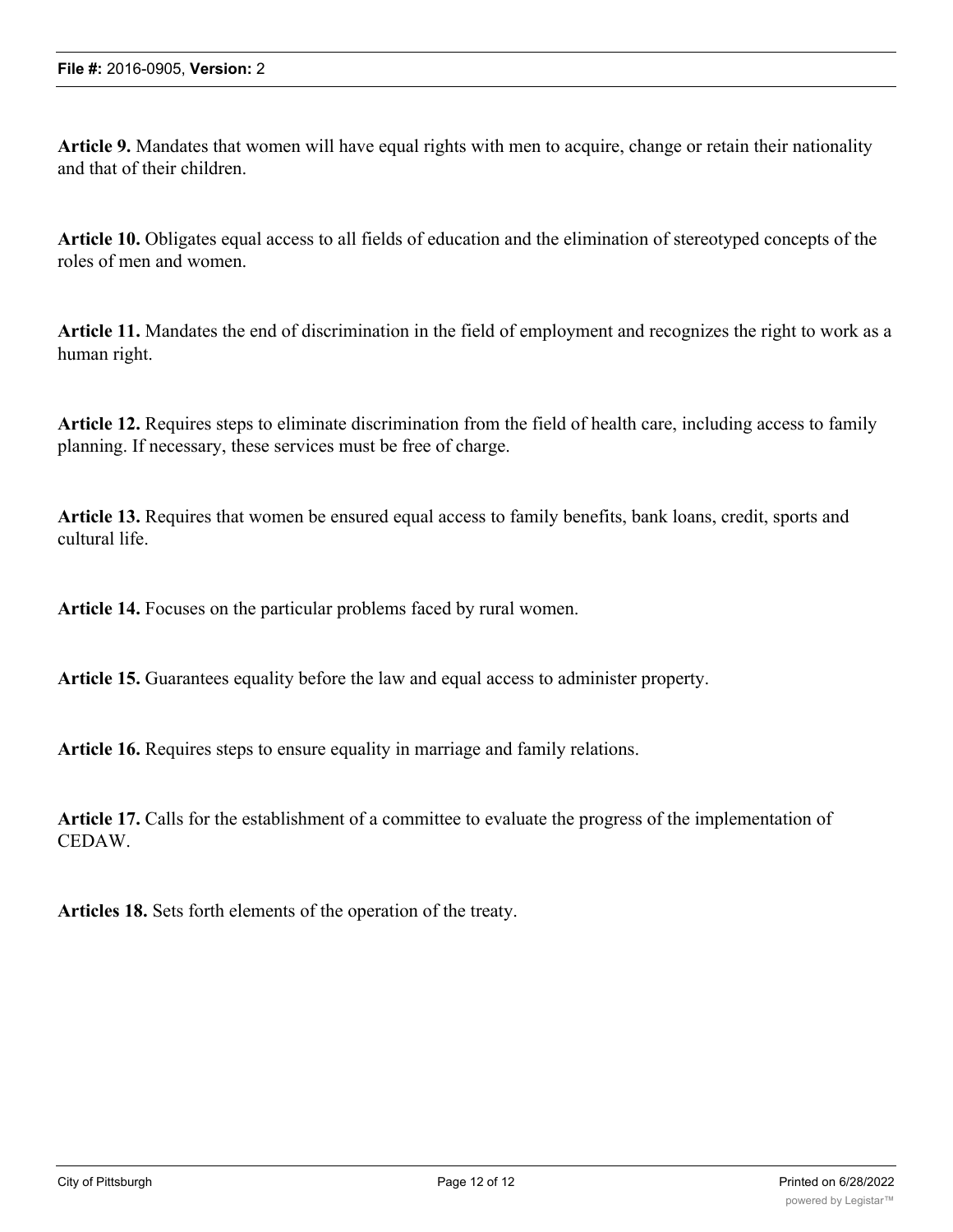**Article 9.** Mandates that women will have equal rights with men to acquire, change or retain their nationality and that of their children.

**Article 10.** Obligates equal access to all fields of education and the elimination of stereotyped concepts of the roles of men and women.

**Article 11.** Mandates the end of discrimination in the field of employment and recognizes the right to work as a human right.

**Article 12.** Requires steps to eliminate discrimination from the field of health care, including access to family planning. If necessary, these services must be free of charge.

**Article 13.** Requires that women be ensured equal access to family benefits, bank loans, credit, sports and cultural life.

**Article 14.** Focuses on the particular problems faced by rural women.

**Article 15.** Guarantees equality before the law and equal access to administer property.

**Article 16.** Requires steps to ensure equality in marriage and family relations.

**Article 17.** Calls for the establishment of a committee to evaluate the progress of the implementation of CEDAW.

**Articles 18.** Sets forth elements of the operation of the treaty.